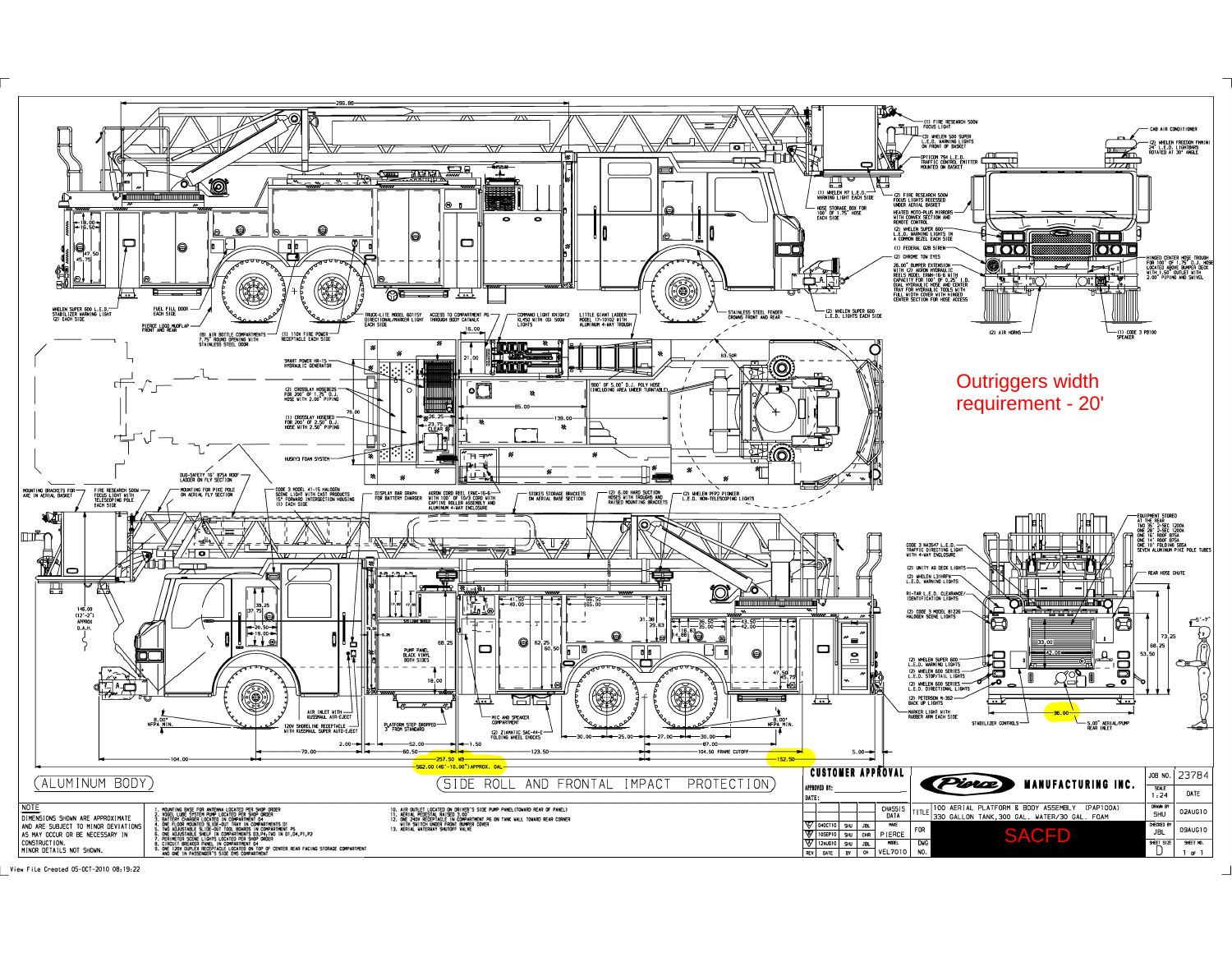Outriggers width requirement - 20'

295.88

(1) FIRE RESEARCH 500W FOCUS LIGHT

(3) WHELEN 500 SUPER L.E.D. WARNING LIGHTS ON FRONT OF BASKET

OPTICOM 794 L.E.D. TRAFFIC CONTROL EMITTER MOUNTED ON BASKET

(1) WHELEN M7 L.E.D. WARNING LIGHT EACH SIDE

(2) FIRE RESEARCH 500W FOCUS LIGHTS RECESSED UNDER AERIAL BASKET

HOSE STORAGE BOX FOR 100' OF 1.75" HOSE EACH SIDE

HEATED MOTO-PLUS MIRRORS WITH CONVEX SECTION AND REMOTE CONTROL

(2) WHELEN SUPER 600 L.E.D. WARNING LIGHTS IN A COMMON BEZEL EACH SIDE

(1) FEDERAL Q2B SIREN

(2) CHROME TOW EYES

26.00" BUMPER EXTENSION WITH (2) AKRON HYDRAULIC REELS MODEL ERWH-16-6 WITH CAPACITY FOR 100' OF 0.25" I.D. DUAL HYDRAULIC HOSE AND CENTER TRAY FOR HYDRAULIC TOOLS WITH FULL WIDTH COVER WITH HINGED CENTER SECTION FOR HOSE ACCESS

CAB AIR CONDITIONER

(2) WHELEN FREEDOM FNMINI 24" L.E.D. LIGHTBARS ROTATED AT 30° ANGLE

HINGED CENTER HOSE TROUGH FOR 100' OF 1.75" D.J. HOSE LOCATED ABOVE BUMPER DECK WITH 1.50" OUTLET WITH 2.00" PIPING AND SWIVEL

(2) AIR HORNS

(1) CODE 3 PB100 SPEAKER

WHELEN SUPER 600 L.E.D. STABILIZER WARNING LIGHT (2) EACH SIDE

FUEL FILL DOOR EACH SIDE

PIERCE LOGO MUDFLAP FRONT AND REAR

(8) AIR BOTTLE COMPARTMENTS 7.75" ROUND OPENING WITH STAINLESS STEEL DOOR

(3) 110V FIRE POWER RECEPTACLE EACH SIDE

TRUCK-LITE MODEL 60115Y DIRECTIONAL/MARKER LIGHT EACH SIDE

ACCESS TO COMPARTMENT P6 THROUGH BODY CATWALK

COMMAND LIGHT KNIGHT2 KL450 WITH (6) 500W LIGHTS

LITTLE GIANT LADDER MODEL 17-10102 WITH ALUMINUM 4-WAY TROUGH

STAINLESS STEEL FENDER CROWNS FRONT AND REAR

(2) WHELEN SUPER 600 L.E.D. LIGHTS EACH SIDE

18.00, 16.50, 47.50, 45.75, 15.00, 21.00, 62.50, 85.00, 139.00, 70.00, 26.25

SMART POWER HR-15 HYDRAULIC GENERATOR

(2) CROSSLAY HOSEBEDS FOR 200' OF 1.75" D.J. HOSE WITH 2.00" PIPING

(1) CROSSLAY HOSEBED FOR 200' OF 2.50" D.J. HOSE WITH 2.50" PIPING

500' OF 5.00" D.J. POLY HOSE (INCLUDING AREA UNDER TURNTABLE)

CLEAR

HUSKY3 FOAM SYSTEM

DUO-SAFETY 16' 875A ROOF LADDER ON FLY SECTION

MOUNTING BRACKETS FOR AXE IN AERIAL BASKET

FIRE RESEARCH 500W FOCUS LIGHT WITH TELESCOPING POLE EACH SIDE

MOUNTING FOR PIKE POLE ON AERIAL FLY SECTION

CODE 3 MODEL 41-15 HALOGEN SCENE LIGHT WITH CAST PRODUCTS 15" FORWARD INTERSECTION HOUSING (1) EACH SIDE

DISPLAY BAR GRAPH FOR BATTERY CHARGER

AKRON CORD REEL ERWC-16-6 WITH 100' OF 10/3 CORD WITH CAPTIVE ROLLER ASSEMBLY AND ALUMINUM 4-WAY ENCLOSURE

STOKES STORAGE BRACKETS ON AERIAL BASE SECTION

(2) 6.00 HARD SUCTION HOSES WITH TROUGHS AND RAISED MOUNTING BRACKETS

(2) WHELEN PFP2 PIONEER L.E.D. NON-TELESCOPING LIGHTS

146.00 (12'-2") APPROX O.A.H.

39.25, 37.75, 20.50, 19.00, 17.00, 41.50, 40.00, 65.50, 65.00, 31.38, 29.63, 35.50, 35.00, 43.50, 42.00, 16.63, 14.88, 68.25, 62.25, 60.50, 18.00, 47.50, 45.75

PUMP PANEL BLACK VINYL BOTH SIDES

8.00" NFPA MIN.

AIR INLET WITH KUSSMAUL AIR-EJECT

120V SHORELINE RECEPTACLE WITH KUSSMAUL SUPER AUTO-EJECT

MIC AND SPEAKER COMPARTMENT

PLATFORM STEP DROPPED 3" FROM STANDARD

(2) ZIAMATIC SAC-44-E FOLDING WHEEL CHOCKS

8.00" NFPA MIN.

2.00, 52.00, 1.50, 30.00, 25.00, 27.00, 30.00, 87.00, 5.00

104.00, 70.00, 60.50, 257.50 WB, 123.50, 104.50 FRAME CUTOFF, 152.50

562.00 (46'-10.00") APPROX. OAL

EQUIPMENT STORED AT THE REAR: TWO 35' 2-SEC 1200A, ONE 28' 2-SEC 1200A, ONE 16' ROOF 875A, ONE 14' ROOF 875A, ONE 10' FOLDING 585A, SEVEN ALUMINUM PIKE POLE TUBES

CODE 3 MA3547 L.E.D. TRAFFIC DIRECTING LIGHT WITH 4-WAY ENCLOSURE

(2) UNITY AG DECK LIGHTS

(2) WHELEN L31HRFN L.E.D. WARNING LIGHTS

REAR HOSE CHUTE

RI-TAR L.E.D. CLEARANCE/IDENTIFICATION LIGHTS

(2) CODE 3 MODEL 81226 HALOGEN SCENE LIGHTS

5'-7"

73.25, 68.25, 53.50, 33.00, 42.00

(2) WHELEN SUPER 600 L.E.D. WARNING LIGHTS

(2) WHELEN 600 SERIES L.E.D. STOP/TAIL LIGHTS

(2) WHELEN 600 SERIES L.E.D. DIRECTIONAL LIGHTS

(2) PETERSON M-362 BACK UP LIGHTS

MARKER LIGHT WITH RUBBER ARM EACH SIDE

STABILIZER CONTROLS

96.00

5.00" AERIAL/PUMP REAR INLET

(ALUMINUM BODY)

(SIDE ROLL AND FRONTAL IMPACT PROTECTION)

CUSTOMER APPROVAL

APPROVED BY:

DATE:

NOTE

DIMENSIONS SHOWN ARE APPROXIMATE AND ARE SUBJECT TO MINOR DEVIATIONS AS MAY OCCUR OR BE NECESSARY IN CONSTRUCTION. MINOR DETAILS NOT SHOWN.

1. MOUNTING BASE FOR ANTENNA LOCATED PER SHOP ORDER
2. NOBEL LUBE SYSTEM PUMP LOCATED PER SHOP ORDER
3. BATTERY CHARGER LOCATED IN COMPARTMENT D4
4. ONE FLOOR MOUNTED SLIDE-OUT TRAY IN COMPARTMENTS D1
5. TWO ADJUSTABLE SLIDE-OUT TOOL BOARDS IN COMPARTMENT P5
6. ONE ADJUSTABLE SHELF IN COMPARTMENTS D3,P4,TWO IN D1,D4,P1,P2
7. PERIMETER SCENE LIGHTS LOCATED PER SHOP ORDER
8. CIRCUIT BREAKER PANEL IN COMPARTMENT D4
9. ONE 120V DUPLEX RECEPTACLE LOCATED ON TOP OF CENTER REAR FACING STORAGE COMPARTMENT AND ONE IN PASSENGER'S SIDE EMS COMPARTMENT
10. AIR OUTLET LOCATED ON DRIVER'S SIDE PUMP PANEL(TOWARD REAR OF PANEL)
11. AERIAL PEDESTAL RAISED 3.00"
12. ONE 240V RECEPTACLE IN COMPARTMENT P6 ON TANK WALL TOWARD REAR CORNER WITH SWITCH UNDER FRONT BUMPER COVER
13. AERIAL WATERWAY SHUTOFF VALVE

| REV | DATE | BY | CH |
|---|---|---|---|
| | 04OCT10 | SHU | JBL |
| | 10SEP10 | SHU | CHR |
| | 12AUG10 | SHU | JBL |

CHASSIS DATA — MAKE: PIERCE — MODEL: VEL7010

Pierce MANUFACTURING INC.

TITLE: 100 AERIAL PLATFORM & BODY ASSEMBLY (PAP100A) 330 GALLON TANK,300 GAL. WATER/30 GAL. FOAM

FOR: SACFD

DWG NO.

| JOB NO. | 23784 |
|---|---|
| SCALE 1:24 | DATE |
| DRAWN BY SHU | 02AUG10 |
| CHECKED BY JBL | 09AUG10 |
| SHEET SIZE D | SHEET NO. 1 OF 1 |

View File Created 05-OCT-2010 08:19:22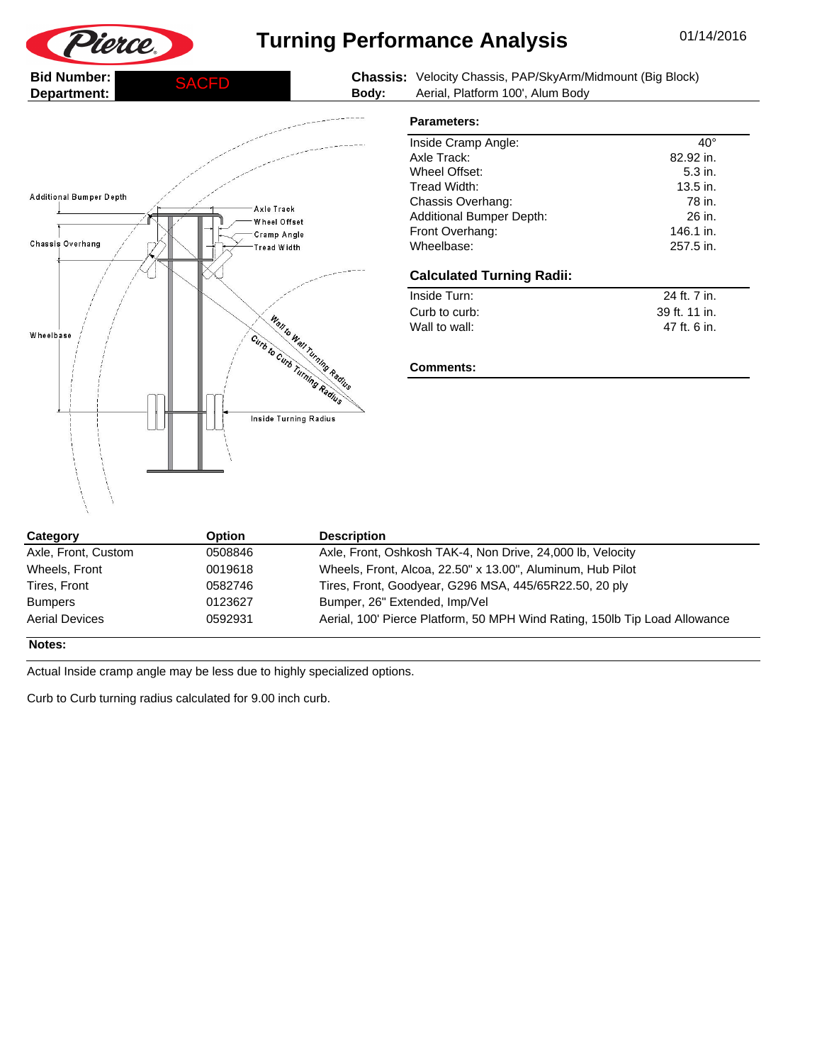# Turning Performance Analysis

01/14/2016

**Bid Number:**
**Department:** SACFD

**Chassis:** Velocity Chassis, PAP/SkyArm/Midmount (Big Block)
**Body:** Aerial, Platform 100', Alum Body

Additional Bumper Depth
Chassis Overhang
Wheelbase
Axle Track
Wheel Offset
Cramp Angle
Tread Width
Wall to Wall Turning Radius
Curb to Curb Turning Radius
Inside Turning Radius

**Parameters:**

| | |
|---|---|
| Inside Cramp Angle: | 40° |
| Axle Track: | 82.92 in. |
| Wheel Offset: | 5.3 in. |
| Tread Width: | 13.5 in. |
| Chassis Overhang: | 78 in. |
| Additional Bumper Depth: | 26 in. |
| Front Overhang: | 146.1 in. |
| Wheelbase: | 257.5 in. |

## Calculated Turning Radii:

| | |
|---|---|
| Inside Turn: | 24 ft. 7 in. |
| Curb to curb: | 39 ft. 11 in. |
| Wall to wall: | 47 ft. 6 in. |

**Comments:**

| Category | Option | Description |
|---|---|---|
| Axle, Front, Custom | 0508846 | Axle, Front, Oshkosh TAK-4, Non Drive, 24,000 lb, Velocity |
| Wheels, Front | 0019618 | Wheels, Front, Alcoa, 22.50" x 13.00", Aluminum, Hub Pilot |
| Tires, Front | 0582746 | Tires, Front, Goodyear, G296 MSA, 445/65R22.50, 20 ply |
| Bumpers | 0123627 | Bumper, 26" Extended, Imp/Vel |
| Aerial Devices | 0592931 | Aerial, 100' Pierce Platform, 50 MPH Wind Rating, 150lb Tip Load Allowance |

**Notes:**

Actual Inside cramp angle may be less due to highly specialized options.

Curb to Curb turning radius calculated for 9.00 inch curb.